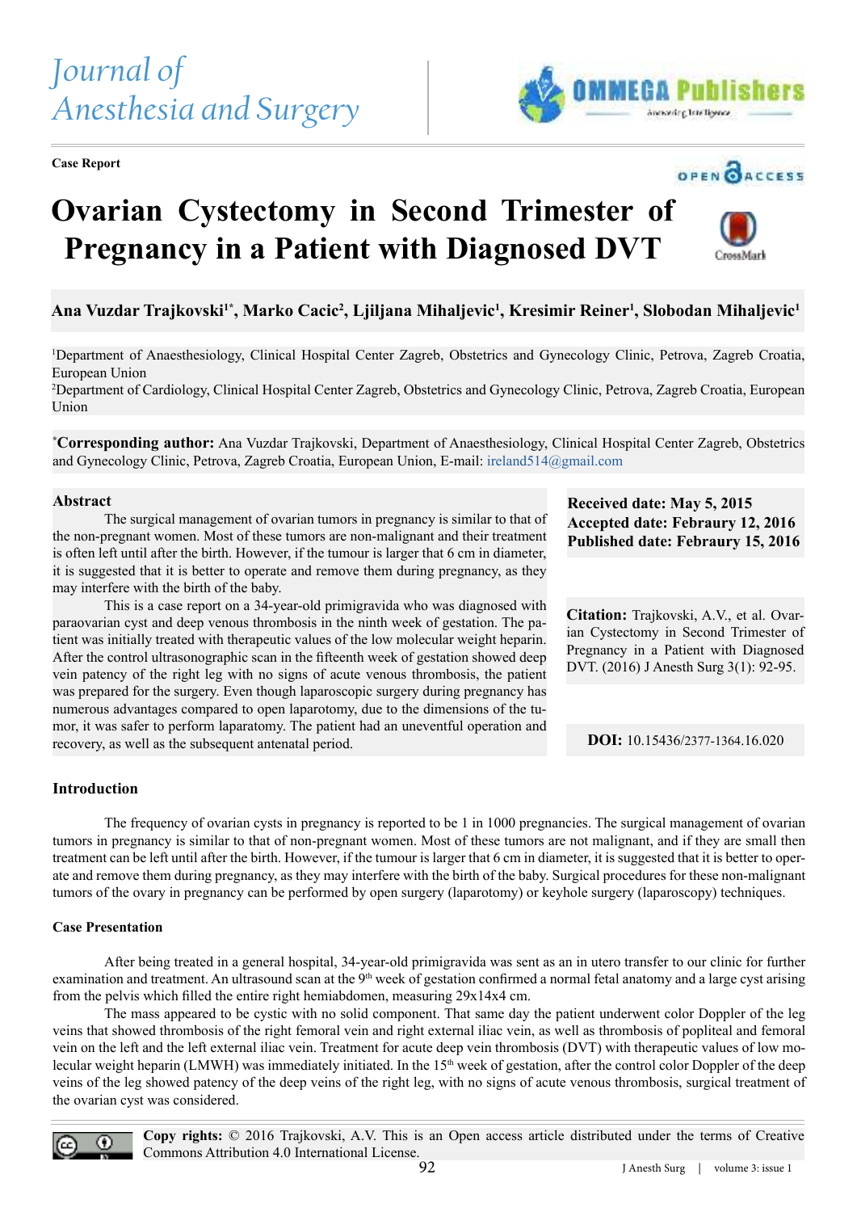Case Report

# Ovarian Cystectomy in Second Trimester of Pregnancy in a Patient with Diagnosed DVT

**Ana Vuzdar Trajkovski[1*], Marko Cacic[2], Ljiljana Mihaljevic[1], Kresimir Reiner[1], Slobodan Mihaljevic[1]**

[1]Department of Anaesthesiology, Clinical Hospital Center Zagreb, Obstetrics and Gynecology Clinic, Petrova, Zagreb Croatia, European Union

[2]Department of Cardiology, Clinical Hospital Center Zagreb, Obstetrics and Gynecology Clinic, Petrova, Zagreb Croatia, European Union

[*]**Corresponding author:** Ana Vuzdar Trajkovski, Department of Anaesthesiology, Clinical Hospital Center Zagreb, Obstetrics and Gynecology Clinic, Petrova, Zagreb Croatia, European Union, E-mail: ireland514@gmail.com

## Abstract

The surgical management of ovarian tumors in pregnancy is similar to that of the non-pregnant women. Most of these tumors are non-malignant and their treatment is often left until after the birth. However, if the tumour is larger that 6 cm in diameter, it is suggested that it is better to operate and remove them during pregnancy, as they may interfere with the birth of the baby.

This is a case report on a 34-year-old primigravida who was diagnosed with paraovarian cyst and deep venous thrombosis in the ninth week of gestation. The patient was initially treated with therapeutic values of the low molecular weight heparin. After the control ultrasonographic scan in the fifteenth week of gestation showed deep vein patency of the right leg with no signs of acute venous thrombosis, the patient was prepared for the surgery. Even though laparoscopic surgery during pregnancy has numerous advantages compared to open laparotomy, due to the dimensions of the tumor, it was safer to perform laparatomy. The patient had an uneventful operation and recovery, as well as the subsequent antenatal period.

**Received date: May 5, 2015**
**Accepted date: Febrary 12, 2016**
**Published date: Febrary 15, 2016**

**Citation:** Trajkovski, A.V., et al. Ovarian Cystectomy in Second Trimester of Pregnancy in a Patient with Diagnosed DVT. (2016) J Anesth Surg 3(1): 92-95.

**DOI:** 10.15436/2377-1364.16.020

## Introduction

The frequency of ovarian cysts in pregnancy is reported to be 1 in 1000 pregnancies. The surgical management of ovarian tumors in pregnancy is similar to that of non-pregnant women. Most of these tumors are not malignant, and if they are small then treatment can be left until after the birth. However, if the tumour is larger that 6 cm in diameter, it is suggested that it is better to operate and remove them during pregnancy, as they may interfere with the birth of the baby. Surgical procedures for these non-malignant tumors of the ovary in pregnancy can be performed by open surgery (laparotomy) or keyhole surgery (laparoscopy) techniques.

## Case Presentation

After being treated in a general hospital, 34-year-old primigravida was sent as an in utero transfer to our clinic for further examination and treatment. An ultrasound scan at the 9th week of gestation confirmed a normal fetal anatomy and a large cyst arising from the pelvis which filled the entire right hemiabdomen, measuring 29x14x4 cm.

The mass appeared to be cystic with no solid component. That same day the patient underwent color Doppler of the leg veins that showed thrombosis of the right femoral vein and right external iliac vein, as well as thrombosis of popliteal and femoral vein on the left and the left external iliac vein. Treatment for acute deep vein thrombosis (DVT) with therapeutic values of low molecular weight heparin (LMWH) was immediately initiated. In the 15th week of gestation, after the control color Doppler of the deep veins of the leg showed patency of the deep veins of the right leg, with no signs of acute venous thrombosis, surgical treatment of the ovarian cyst was considered.

**Copy rights:** © 2016 Trajkovski, A.V. This is an Open access article distributed under the terms of Creative Commons Attribution 4.0 International License.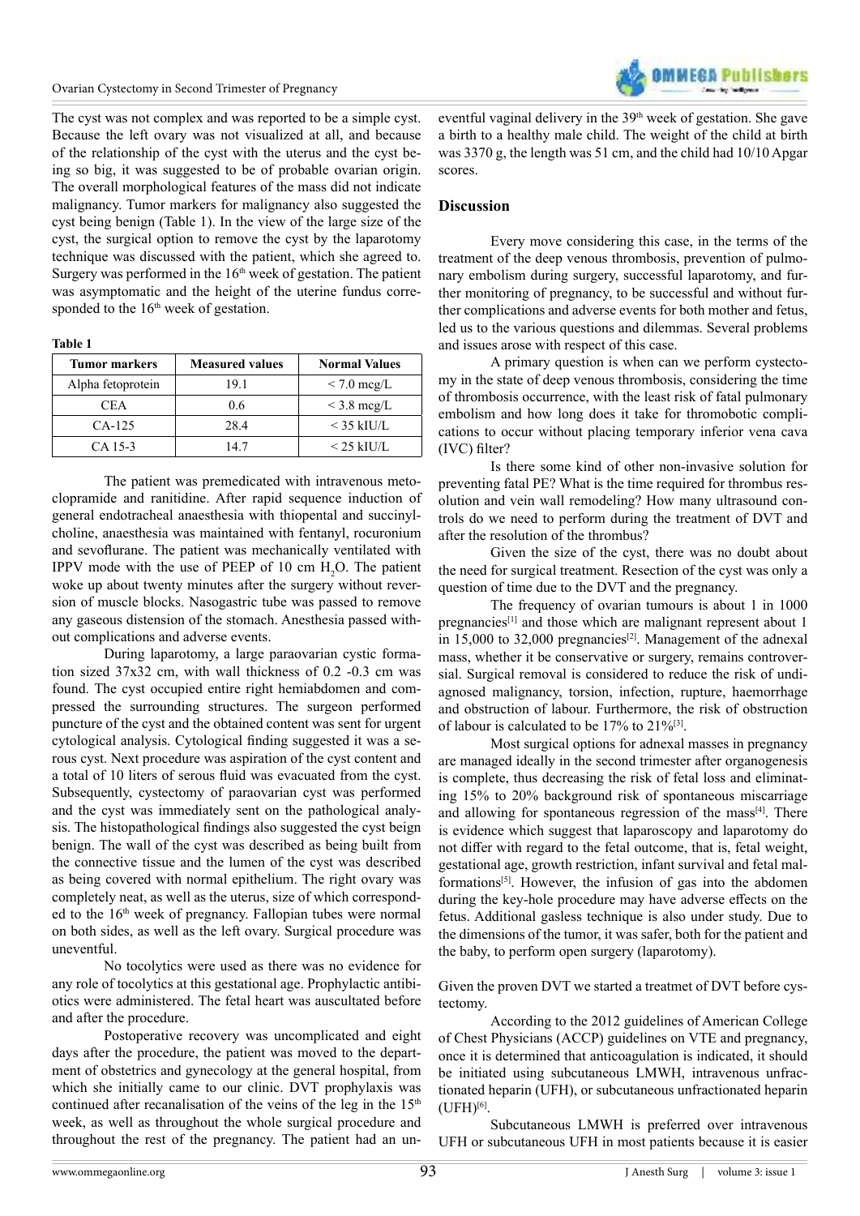The cyst was not complex and was reported to be a simple cyst. Because the left ovary was not visualized at all, and because of the relationship of the cyst with the uterus and the cyst being so big, it was suggested to be of probable ovarian origin. The overall morphological features of the mass did not indicate malignancy. Tumor markers for malignancy also suggested the cyst being benign (Table 1). In the view of the large size of the cyst, the surgical option to remove the cyst by the laparotomy technique was discussed with the patient, which she agreed to. Surgery was performed in the 16th week of gestation. The patient was asymptomatic and the height of the uterine fundus corresponded to the 16th week of gestation.

**Table 1**

| Tumor markers | Measured values | Normal Values |
|---|---|---|
| Alpha fetoprotein | 19.1 | < 7.0 mcg/L |
| CEA | 0.6 | < 3.8 mcg/L |
| CA-125 | 28.4 | < 35 kIU/L |
| CA 15-3 | 14.7 | < 25 kIU/L |

The patient was premedicated with intravenous metoclopramide and ranitidine. After rapid sequence induction of general endotracheal anaesthesia with thiopental and succinylcholine, anaesthesia was maintained with fentanyl, rocuronium and sevoflurane. The patient was mechanically ventilated with IPPV mode with the use of PEEP of 10 cm $H_2O$. The patient woke up about twenty minutes after the surgery without reversion of muscle blocks. Nasogastric tube was passed to remove any gaseous distension of the stomach. Anesthesia passed without complications and adverse events.

During laparotomy, a large paraovarian cystic formation sized 37x32 cm, with wall thickness of 0.2 -0.3 cm was found. The cyst occupied entire right hemiabdomen and compressed the surrounding structures. The surgeon performed puncture of the cyst and the obtained content was sent for urgent cytological analysis. Cytological finding suggested it was a serous cyst. Next procedure was aspiration of the cyst content and a total of 10 liters of serous fluid was evacuated from the cyst. Subsequently, cystectomy of paraovarian cyst was performed and the cyst was immediately sent on the pathological analysis. The histopathological findings also suggested the cyst beign benign. The wall of the cyst was described as being built from the connective tissue and the lumen of the cyst was described as being covered with normal epithelium. The right ovary was completely neat, as well as the uterus, size of which corresponded to the 16th week of pregnancy. Fallopian tubes were normal on both sides, as well as the left ovary. Surgical procedure was uneventful.

No tocolytics were used as there was no evidence for any role of tocolytics at this gestational age. Prophylactic antibiotics were administered. The fetal heart was auscultated before and after the procedure.

Postoperative recovery was uncomplicated and eight days after the procedure, the patient was moved to the department of obstetrics and gynecology at the general hospital, from which she initially came to our clinic. DVT prophylaxis was continued after recanalisation of the veins of the leg in the 15th week, as well as throughout the whole surgical procedure and throughout the rest of the pregnancy. The patient had an uneventful vaginal delivery in the 39th week of gestation. She gave a birth to a healthy male child. The weight of the child at birth was 3370 g, the length was 51 cm, and the child had 10/10 Apgar scores.

## Discussion

Every move considering this case, in the terms of the treatment of the deep venous thrombosis, prevention of pulmonary embolism during surgery, successful laparotomy, and further monitoring of pregnancy, to be successful and without further complications and adverse events for both mother and fetus, led us to the various questions and dilemmas. Several problems and issues arose with respect of this case.

A primary question is when can we perform cystectomy in the state of deep venous thrombosis, considering the time of thrombosis occurrence, with the least risk of fatal pulmonary embolism and how long does it take for thrombotic complications to occur without placing temporary inferior vena cava (IVC) filter?

Is there some kind of other non-invasive solution for preventing fatal PE? What is the time required for thrombus resolution and vein wall remodeling? How many ultrasound controls do we need to perform during the treatment of DVT and after the resolution of the thrombus?

Given the size of the cyst, there was no doubt about the need for surgical treatment. Resection of the cyst was only a question of time due to the DVT and the pregnancy.

The frequency of ovarian tumours is about 1 in 1000 pregnancies[1] and those which are malignant represent about 1 in 15,000 to 32,000 pregnancies[2]. Management of the adnexal mass, whether it be conservative or surgery, remains controversial. Surgical removal is considered to reduce the risk of undiagnosed malignancy, torsion, infection, rupture, haemorrhage and obstruction of labour. Furthermore, the risk of obstruction of labour is calculated to be 17% to 21%[3].

Most surgical options for adnexal masses in pregnancy are managed ideally in the second trimester after organogenesis is complete, thus decreasing the risk of fetal loss and eliminating 15% to 20% background risk of spontaneous miscarriage and allowing for spontaneous regression of the mass[4]. There is evidence which suggest that laparoscopy and laparotomy do not differ with regard to the fetal outcome, that is, fetal weight, gestational age, growth restriction, infant survival and fetal malformations[5]. However, the infusion of gas into the abdomen during the key-hole procedure may have adverse effects on the fetus. Additional gasless technique is also under study. Due to the dimensions of the tumor, it was safer, both for the patient and the baby, to perform open surgery (laparotomy).

Given the proven DVT we started a treatmet of DVT before cystectomy.

According to the 2012 guidelines of American College of Chest Physicians (ACCP) guidelines on VTE and pregnancy, once it is determined that anticoagulation is indicated, it should be initiated using subcutaneous LMWH, intravenous unfractionated heparin (UFH), or subcutaneous unfractionated heparin (UFH)[6].

Subcutaneous LMWH is preferred over intravenous UFH or subcutaneous UFH in most patients because it is easier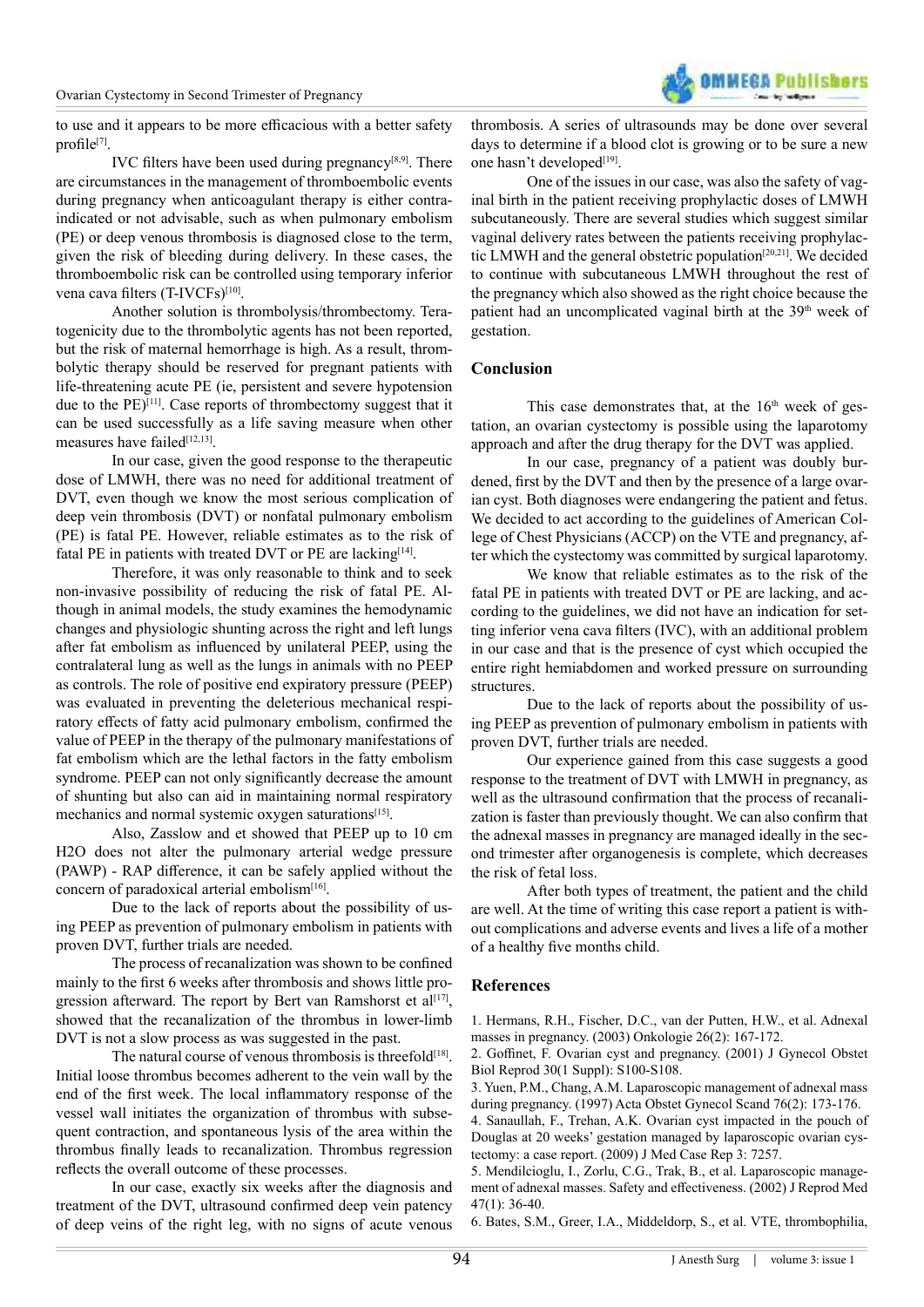to use and it appears to be more efficacious with a better safety profile[7].

IVC filters have been used during pregnancy[8,9]. There are circumstances in the management of thromboembolic events during pregnancy when anticoagulant therapy is either contraindicated or not advisable, such as when pulmonary embolism (PE) or deep venous thrombosis is diagnosed close to the term, given the risk of bleeding during delivery. In these cases, the thromboembolic risk can be controlled using temporary inferior vena cava filters (T-IVCFs)[10].

Another solution is thrombolysis/thrombectomy. Teratogenicity due to the thrombolytic agents has not been reported, but the risk of maternal hemorrhage is high. As a result, thrombolytic therapy should be reserved for pregnant patients with life-threatening acute PE (ie, persistent and severe hypotension due to the PE)[11]. Case reports of thrombectomy suggest that it can be used successfully as a life saving measure when other measures have failed[12,13].

In our case, given the good response to the therapeutic dose of LMWH, there was no need for additional treatment of DVT, even though we know the most serious complication of deep vein thrombosis (DVT) or nonfatal pulmonary embolism (PE) is fatal PE. However, reliable estimates as to the risk of fatal PE in patients with treated DVT or PE are lacking[14].

Therefore, it was only reasonable to think and to seek non-invasive possibility of reducing the risk of fatal PE. Although in animal models, the study examines the hemodynamic changes and physiologic shunting across the right and left lungs after fat embolism as influenced by unilateral PEEP, using the contralateral lung as well as the lungs in animals with no PEEP as controls. The role of positive end expiratory pressure (PEEP) was evaluated in preventing the deleterious mechanical respiratory effects of fatty acid pulmonary embolism, confirmed the value of PEEP in the therapy of the pulmonary manifestations of fat embolism which are the lethal factors in the fatty embolism syndrome. PEEP can not only significantly decrease the amount of shunting but also can aid in maintaining normal respiratory mechanics and normal systemic oxygen saturations[15].

Also, Zasslow and et showed that PEEP up to 10 cm H2O does not alter the pulmonary arterial wedge pressure (PAWP) - RAP difference, it can be safely applied without the concern of paradoxical arterial embolism[16].

Due to the lack of reports about the possibility of using PEEP as prevention of pulmonary embolism in patients with proven DVT, further trials are needed.

The process of recanalization was shown to be confined mainly to the first 6 weeks after thrombosis and shows little progression afterward. The report by Bert van Ramshorst et al[17], showed that the recanalization of the thrombus in lower-limb DVT is not a slow process as was suggested in the past.

The natural course of venous thrombosis is threefold[18]. Initial loose thrombus becomes adherent to the vein wall by the end of the first week. The local inflammatory response of the vessel wall initiates the organization of thrombus with subsequent contraction, and spontaneous lysis of the area within the thrombus finally leads to recanalization. Thrombus regression reflects the overall outcome of these processes.

In our case, exactly six weeks after the diagnosis and treatment of the DVT, ultrasound confirmed deep vein patency of deep veins of the right leg, with no signs of acute venous thrombosis. A series of ultrasounds may be done over several days to determine if a blood clot is growing or to be sure a new one hasn't developed[19].

One of the issues in our case, was also the safety of vaginal birth in the patient receiving prophylactic doses of LMWH subcutaneously. There are several studies which suggest similar vaginal delivery rates between the patients receiving prophylactic LMWH and the general obstetric population[20,21]. We decided to continue with subcutaneous LMWH throughout the rest of the pregnancy which also showed as the right choice because the patient had an uncomplicated vaginal birth at the 39th week of gestation.

## Conclusion

This case demonstrates that, at the 16th week of gestation, an ovarian cystectomy is possible using the laparotomy approach and after the drug therapy for the DVT was applied.

In our case, pregnancy of a patient was doubly burdened, first by the DVT and then by the presence of a large ovarian cyst. Both diagnoses were endangering the patient and fetus. We decided to act according to the guidelines of American College of Chest Physicians (ACCP) on the VTE and pregnancy, after which the cystectomy was committed by surgical laparotomy.

We know that reliable estimates as to the risk of the fatal PE in patients with treated DVT or PE are lacking, and according to the guidelines, we did not have an indication for setting inferior vena cava filters (IVC), with an additional problem in our case and that is the presence of cyst which occupied the entire right hemiabdomen and worked pressure on surrounding structures.

Due to the lack of reports about the possibility of using PEEP as prevention of pulmonary embolism in patients with proven DVT, further trials are needed.

Our experience gained from this case suggests a good response to the treatment of DVT with LMWH in pregnancy, as well as the ultrasound confirmation that the process of recanalization is faster than previously thought. We can also confirm that the adnexal masses in pregnancy are managed ideally in the second trimester after organogenesis is complete, which decreases the risk of fetal loss.

After both types of treatment, the patient and the child are well. At the time of writing this case report a patient is without complications and adverse events and lives a life of a mother of a healthy five months child.

## References

1. Hermans, R.H., Fischer, D.C., van der Putten, H.W., et al. Adnexal masses in pregnancy. (2003) Onkologie 26(2): 167-172.
2. Goffinet, F. Ovarian cyst and pregnancy. (2001) J Gynecol Obstet Biol Reprod 30(1 Suppl): S100-S108.
3. Yuen, P.M., Chang, A.M. Laparoscopic management of adnexal mass during pregnancy. (1997) Acta Obstet Gynecol Scand 76(2): 173-176.
4. Sanaullah, F., Trehan, A.K. Ovarian cyst impacted in the pouch of Douglas at 20 weeks' gestation managed by laparoscopic ovarian cystectomy: a case report. (2009) J Med Case Rep 3: 7257.
5. Mendilcioglu, I., Zorlu, C.G., Trak, B., et al. Laparoscopic management of adnexal masses. Safety and effectiveness. (2002) J Reprod Med 47(1): 36-40.
6. Bates, S.M., Greer, I.A., Middeldorp, S., et al. VTE, thrombophilia,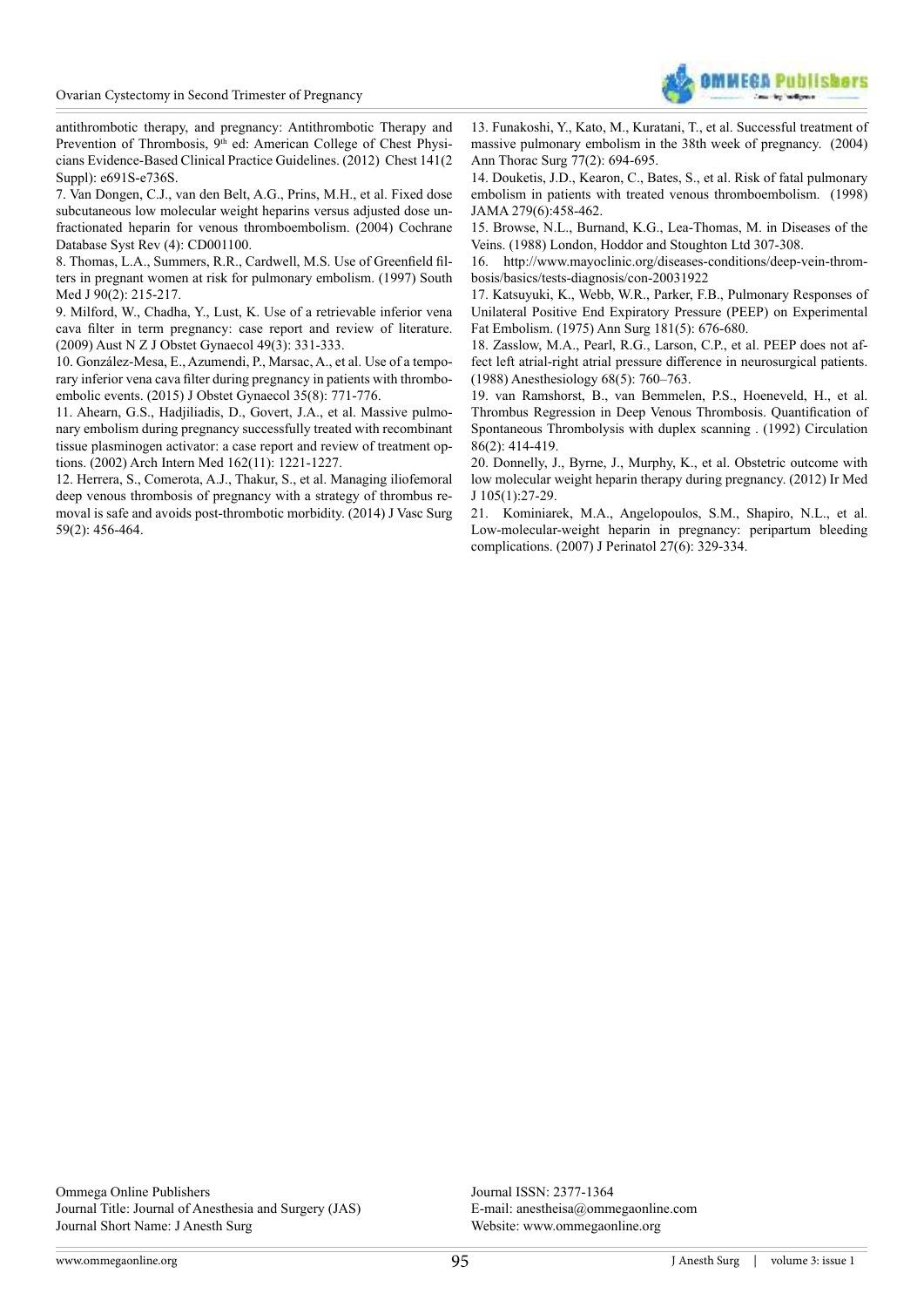antithrombotic therapy, and pregnancy: Antithrombotic Therapy and Prevention of Thrombosis, 9th ed: American College of Chest Physicians Evidence-Based Clinical Practice Guidelines. (2012) Chest 141(2 Suppl): e691S-e736S.

7. Van Dongen, C.J., van den Belt, A.G., Prins, M.H., et al. Fixed dose subcutaneous low molecular weight heparins versus adjusted dose unfractionated heparin for venous thromboembolism. (2004) Cochrane Database Syst Rev (4): CD001100.

8. Thomas, L.A., Summers, R.R., Cardwell, M.S. Use of Greenfield filters in pregnant women at risk for pulmonary embolism. (1997) South Med J 90(2): 215-217.

9. Milford, W., Chadha, Y., Lust, K. Use of a retrievable inferior vena cava filter in term pregnancy: case report and review of literature. (2009) Aust N Z J Obstet Gynaecol 49(3): 331-333.

10. González-Mesa, E., Azumendi, P., Marsac, A., et al. Use of a temporary inferior vena cava filter during pregnancy in patients with thromboembolic events. (2015) J Obstet Gynaecol 35(8): 771-776.

11. Ahearn, G.S., Hadjiliadis, D., Govert, J.A., et al. Massive pulmonary embolism during pregnancy successfully treated with recombinant tissue plasminogen activator: a case report and review of treatment options. (2002) Arch Intern Med 162(11): 1221-1227.

12. Herrera, S., Comerota, A.J., Thakur, S., et al. Managing iliofemoral deep venous thrombosis of pregnancy with a strategy of thrombus removal is safe and avoids post-thrombotic morbidity. (2014) J Vasc Surg 59(2): 456-464.

13. Funakoshi, Y., Kato, M., Kuratani, T., et al. Successful treatment of massive pulmonary embolism in the 38th week of pregnancy. (2004) Ann Thorac Surg 77(2): 694-695.

14. Douketis, J.D., Kearon, C., Bates, S., et al. Risk of fatal pulmonary embolism in patients with treated venous thromboembolism. (1998) JAMA 279(6):458-462.

15. Browse, N.L., Burnand, K.G., Lea-Thomas, M. in Diseases of the Veins. (1988) London, Hoddor and Stoughton Ltd 307-308.

16. http://www.mayoclinic.org/diseases-conditions/deep-vein-thrombosis/basics/tests-diagnosis/con-20031922

17. Katsuyuki, K., Webb, W.R., Parker, F.B., Pulmonary Responses of Unilateral Positive End Expiratory Pressure (PEEP) on Experimental Fat Embolism. (1975) Ann Surg 181(5): 676-680.

18. Zasslow, M.A., Pearl, R.G., Larson, C.P., et al. PEEP does not affect left atrial-right atrial pressure difference in neurosurgical patients. (1988) Anesthesiology 68(5): 760–763.

19. van Ramshorst, B., van Bemmelen, P.S., Hoeneveld, H., et al. Thrombus Regression in Deep Venous Thrombosis. Quantification of Spontaneous Thrombolysis with duplex scanning . (1992) Circulation 86(2): 414-419.

20. Donnelly, J., Byrne, J., Murphy, K., et al. Obstetric outcome with low molecular weight heparin therapy during pregnancy. (2012) Ir Med J 105(1):27-29.

21. Kominiarek, M.A., Angelopoulos, S.M., Shapiro, N.L., et al. Low-molecular-weight heparin in pregnancy: peripartum bleeding complications. (2007) J Perinatol 27(6): 329-334.

Ommega Online Publishers
Journal Title: Journal of Anesthesia and Surgery (JAS)
Journal Short Name: J Anesth Surg

Journal ISSN: 2377-1364
E-mail: anestheisa@ommegaonline.com
Website: www.ommegaonline.org